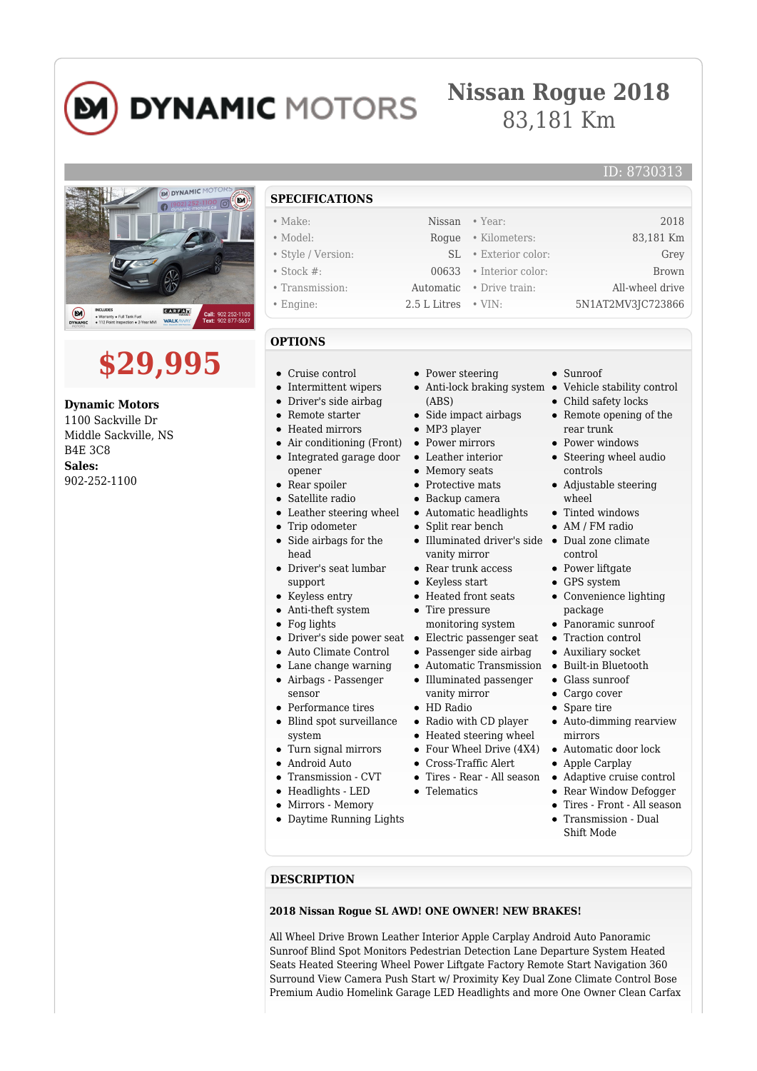# DYNAMIC MOTORS

# Nissan Rogue 2018
83,181 Km

ID: 8730313

# $29,995

**Dynamic Motors**
1100 Sackville Dr
Middle Sackville, NS
B4E 3C8
**Sales:**
902-252-1100

## SPECIFICATIONS

| | | | |
|---|---|---|---|
| • Make: | Nissan | • Year: | 2018 |
| • Model: | Rogue | • Kilometers: | 83,181 Km |
| • Style / Version: | SL | • Exterior color: | Grey |
| • Stock #: | 00633 | • Interior color: | Brown |
| • Transmission: | Automatic | • Drive train: | All-wheel drive |
| • Engine: | 2.5 L Litres | • VIN: | 5N1AT2MV3JC723866 |

## OPTIONS

- Cruise control
- Intermittent wipers
- Driver's side airbag
- Remote starter
- Heated mirrors
- Air conditioning (Front)
- Integrated garage door opener
- Rear spoiler
- Satellite radio
- Leather steering wheel
- Trip odometer
- Side airbags for the head
- Driver's seat lumbar support
- Keyless entry
- Anti-theft system
- Fog lights
- Driver's side power seat
- Auto Climate Control
- Lane change warning
- Airbags - Passenger sensor
- Performance tires
- Blind spot surveillance system
- Turn signal mirrors
- Android Auto
- Transmission - CVT
- Headlights - LED
- Mirrors - Memory
- Daytime Running Lights
- Power steering
- Anti-lock braking system (ABS)
- Side impact airbags
- MP3 player
- Power mirrors
- Leather interior
- Memory seats
- Protective mats
- Backup camera
- Automatic headlights
- Split rear bench
- Illuminated driver's side vanity mirror
- Rear trunk access
- Keyless start
- Heated front seats
- Tire pressure monitoring system
- Electric passenger seat
- Passenger side airbag
- Automatic Transmission
- Illuminated passenger vanity mirror
- HD Radio
- Radio with CD player
- Heated steering wheel
- Four Wheel Drive (4X4)
- Cross-Traffic Alert
- Tires - Rear - All season
- Telematics
- Sunroof
- Vehicle stability control
- Child safety locks
- Remote opening of the rear trunk
- Power windows
- Steering wheel audio controls
- Adjustable steering wheel
- Tinted windows
- AM / FM radio
- Dual zone climate control
- Power liftgate
- GPS system
- Convenience lighting package
- Panoramic sunroof
- Traction control
- Auxiliary socket
- Built-in Bluetooth
- Glass sunroof
- Cargo cover
- Spare tire
- Auto-dimming rearview mirrors
- Automatic door lock
- Apple Carplay
- Adaptive cruise control
- Rear Window Defogger
- Tires - Front - All season
- Transmission - Dual Shift Mode

## DESCRIPTION

**2018 Nissan Rogue SL AWD! ONE OWNER! NEW BRAKES!**

All Wheel Drive Brown Leather Interior Apple Carplay Android Auto Panoramic Sunroof Blind Spot Monitors Pedestrian Detection Lane Departure System Heated Seats Heated Steering Wheel Power Liftgate Factory Remote Start Navigation 360 Surround View Camera Push Start w/ Proximity Key Dual Zone Climate Control Bose Premium Audio Homelink Garage LED Headlights and more One Owner Clean Carfax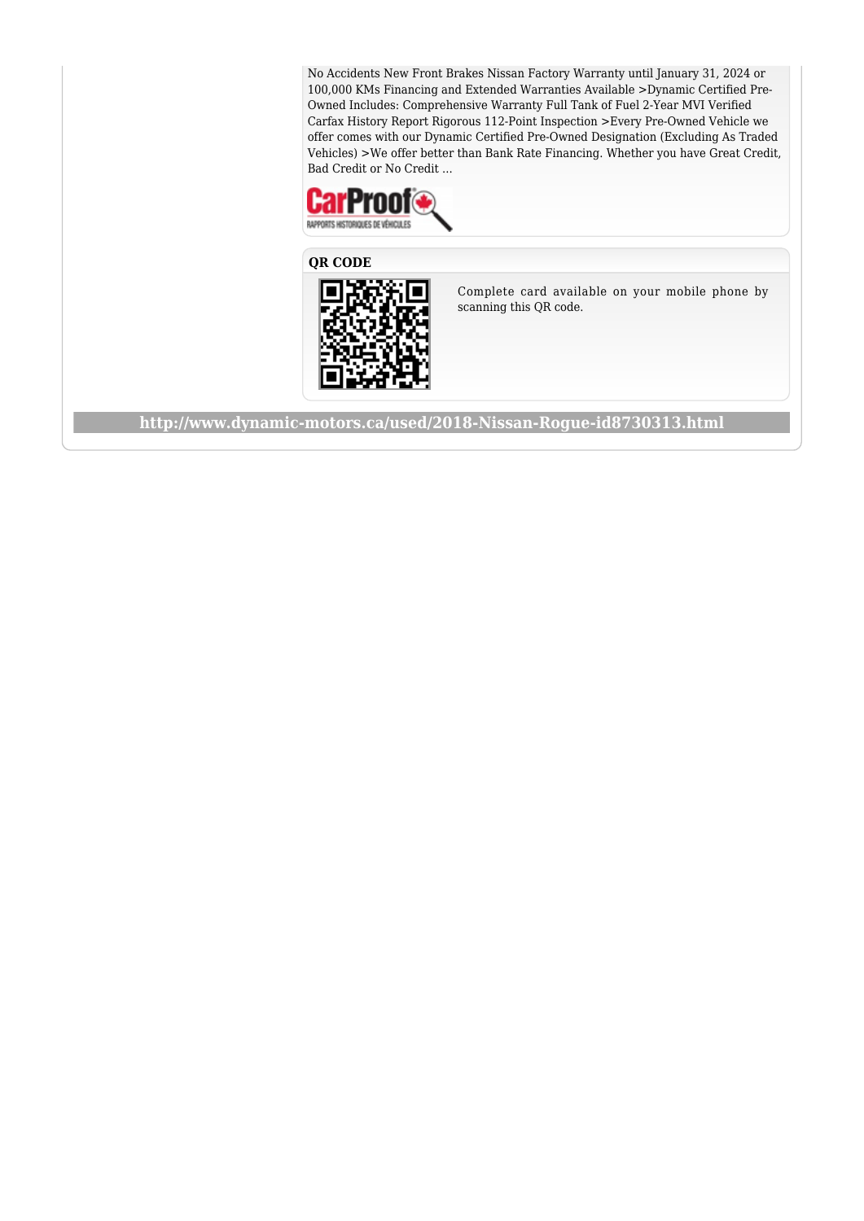No Accidents New Front Brakes Nissan Factory Warranty until January 31, 2024 or 100,000 KMs Financing and Extended Warranties Available >Dynamic Certified Pre-Owned Includes: Comprehensive Warranty Full Tank of Fuel 2-Year MVI Verified Carfax History Report Rigorous 112-Point Inspection >Every Pre-Owned Vehicle we offer comes with our Dynamic Certified Pre-Owned Designation (Excluding As Traded Vehicles) >We offer better than Bank Rate Financing. Whether you have Great Credit, Bad Credit or No Credit ...

CarProof
RAPPORTS HISTORIQUES DE VÉHICULES

**QR CODE**

Complete card available on your mobile phone by scanning this QR code.

**http://www.dynamic-motors.ca/used/2018-Nissan-Rogue-id8730313.html**